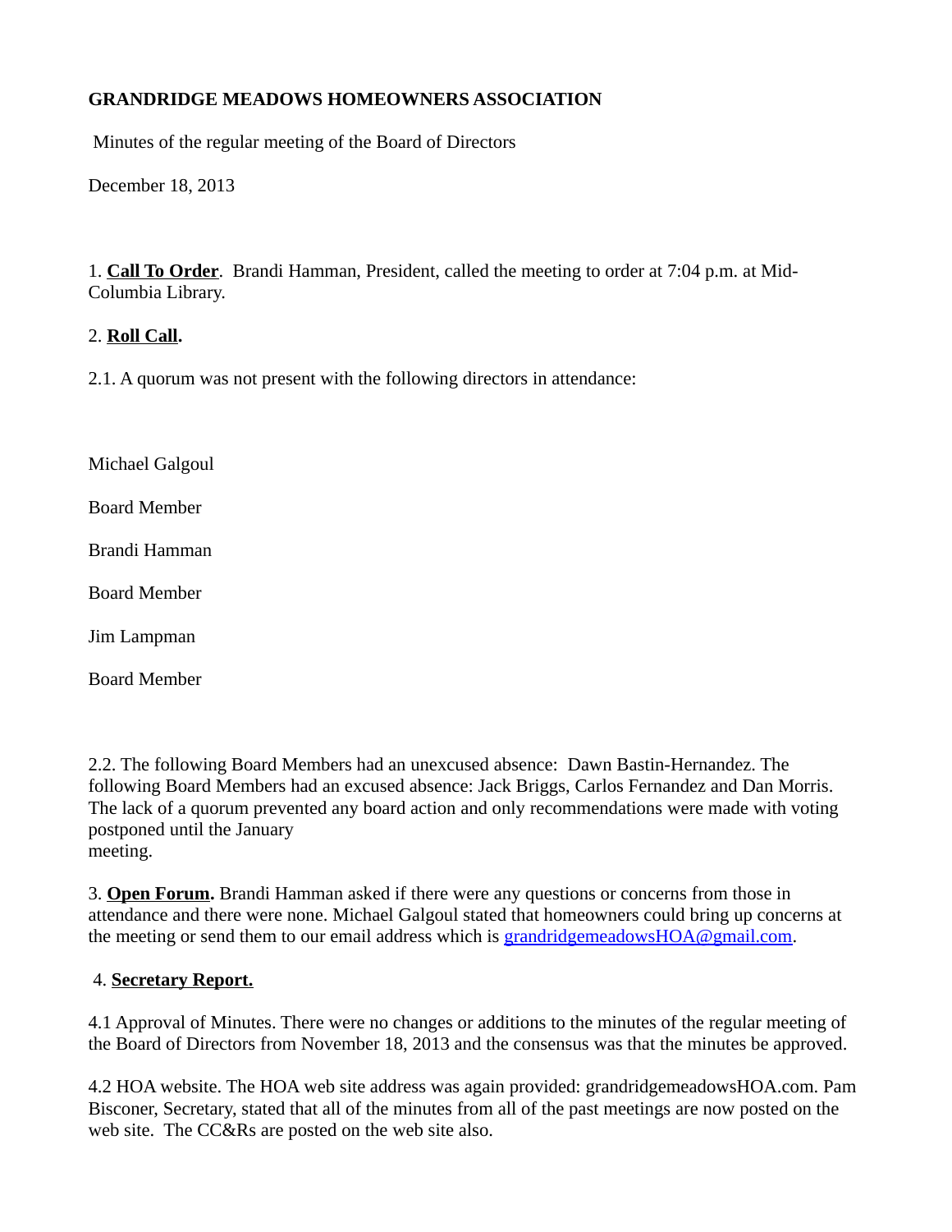**GRANDRIDGE MEADOWS HOMEOWNERS ASSOCIATION**

Minutes of the regular meeting of the Board of Directors

December 18, 2013

1. **Call To Order**. Brandi Hamman, President, called the meeting to order at 7:04 p.m. at Mid-Columbia Library.

2. **Roll Call.**

2.1. A quorum was not present with the following directors in attendance:

Michael Galgoul

Board Member

Brandi Hamman

Board Member

Jim Lampman

Board Member

2.2. The following Board Members had an unexcused absence: Dawn Bastin-Hernandez. The following Board Members had an excused absence: Jack Briggs, Carlos Fernandez and Dan Morris. The lack of a quorum prevented any board action and only recommendations were made with voting postponed until the January meeting.

3. **Open Forum.** Brandi Hamman asked if there were any questions or concerns from those in attendance and there were none. Michael Galgoul stated that homeowners could bring up concerns at the meeting or send them to our email address which is grandridgemeadowsHOA@gmail.com.

4. **Secretary Report.**

4.1 Approval of Minutes. There were no changes or additions to the minutes of the regular meeting of the Board of Directors from November 18, 2013 and the consensus was that the minutes be approved.

4.2 HOA website. The HOA web site address was again provided: grandridgemeadowsHOA.com. Pam Bisconer, Secretary, stated that all of the minutes from all of the past meetings are now posted on the web site. The CC&Rs are posted on the web site also.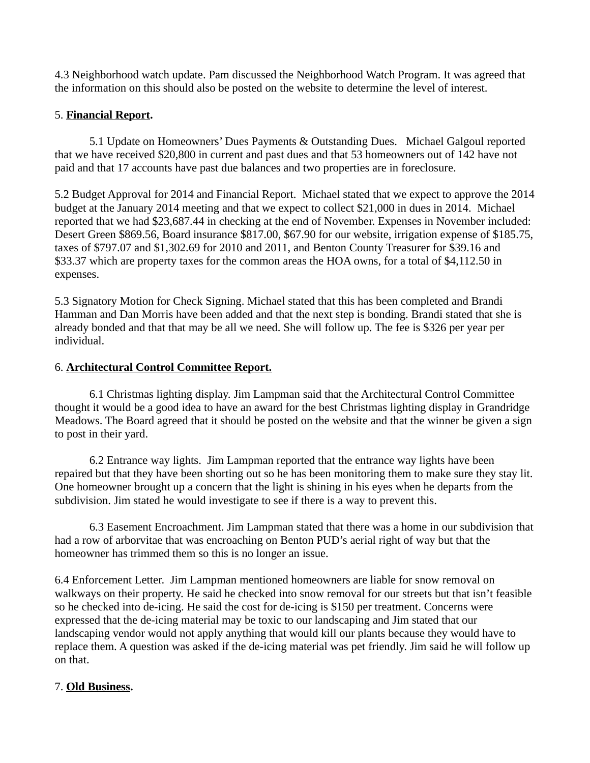4.3 Neighborhood watch update. Pam discussed the Neighborhood Watch Program. It was agreed that the information on this should also be posted on the website to determine the level of interest.

5. **Financial Report**.

5.1 Update on Homeowners' Dues Payments & Outstanding Dues. Michael Galgoul reported that we have received $20,800 in current and past dues and that 53 homeowners out of 142 have not paid and that 17 accounts have past due balances and two properties are in foreclosure.

5.2 Budget Approval for 2014 and Financial Report. Michael stated that we expect to approve the 2014 budget at the January 2014 meeting and that we expect to collect $21,000 in dues in 2014. Michael reported that we had $23,687.44 in checking at the end of November. Expenses in November included: Desert Green $869.56, Board insurance $817.00, $67.90 for our website, irrigation expense of $185.75, taxes of $797.07 and $1,302.69 for 2010 and 2011, and Benton County Treasurer for $39.16 and $33.37 which are property taxes for the common areas the HOA owns, for a total of $4,112.50 in expenses.

5.3 Signatory Motion for Check Signing. Michael stated that this has been completed and Brandi Hamman and Dan Morris have been added and that the next step is bonding. Brandi stated that she is already bonded and that that may be all we need. She will follow up. The fee is $326 per year per individual.

6. **Architectural Control Committee Report.**

6.1 Christmas lighting display. Jim Lampman said that the Architectural Control Committee thought it would be a good idea to have an award for the best Christmas lighting display in Grandridge Meadows. The Board agreed that it should be posted on the website and that the winner be given a sign to post in their yard.

6.2 Entrance way lights. Jim Lampman reported that the entrance way lights have been repaired but that they have been shorting out so he has been monitoring them to make sure they stay lit. One homeowner brought up a concern that the light is shining in his eyes when he departs from the subdivision. Jim stated he would investigate to see if there is a way to prevent this.

6.3 Easement Encroachment. Jim Lampman stated that there was a home in our subdivision that had a row of arborvitae that was encroaching on Benton PUD's aerial right of way but that the homeowner has trimmed them so this is no longer an issue.

6.4 Enforcement Letter. Jim Lampman mentioned homeowners are liable for snow removal on walkways on their property. He said he checked into snow removal for our streets but that isn't feasible so he checked into de-icing. He said the cost for de-icing is $150 per treatment. Concerns were expressed that the de-icing material may be toxic to our landscaping and Jim stated that our landscaping vendor would not apply anything that would kill our plants because they would have to replace them. A question was asked if the de-icing material was pet friendly. Jim said he will follow up on that.

7. **Old Business**.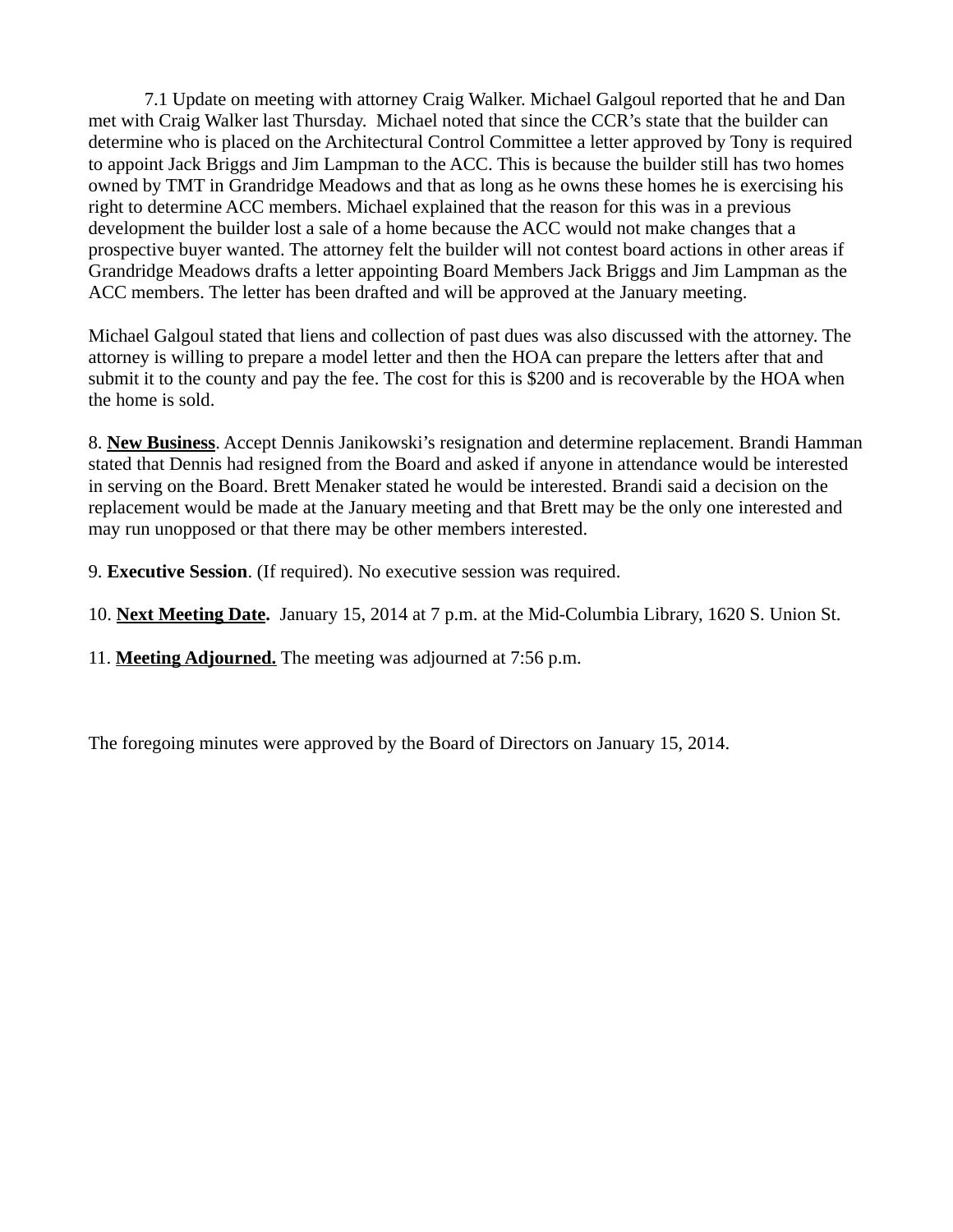7.1 Update on meeting with attorney Craig Walker. Michael Galgoul reported that he and Dan met with Craig Walker last Thursday. Michael noted that since the CCR's state that the builder can determine who is placed on the Architectural Control Committee a letter approved by Tony is required to appoint Jack Briggs and Jim Lampman to the ACC. This is because the builder still has two homes owned by TMT in Grandridge Meadows and that as long as he owns these homes he is exercising his right to determine ACC members. Michael explained that the reason for this was in a previous development the builder lost a sale of a home because the ACC would not make changes that a prospective buyer wanted. The attorney felt the builder will not contest board actions in other areas if Grandridge Meadows drafts a letter appointing Board Members Jack Briggs and Jim Lampman as the ACC members. The letter has been drafted and will be approved at the January meeting.

Michael Galgoul stated that liens and collection of past dues was also discussed with the attorney. The attorney is willing to prepare a model letter and then the HOA can prepare the letters after that and submit it to the county and pay the fee. The cost for this is $200 and is recoverable by the HOA when the home is sold.

8. **New Business**. Accept Dennis Janikowski's resignation and determine replacement. Brandi Hamman stated that Dennis had resigned from the Board and asked if anyone in attendance would be interested in serving on the Board. Brett Menaker stated he would be interested. Brandi said a decision on the replacement would be made at the January meeting and that Brett may be the only one interested and may run unopposed or that there may be other members interested.

9. **Executive Session**. (If required). No executive session was required.

10. **Next Meeting Date.** January 15, 2014 at 7 p.m. at the Mid-Columbia Library, 1620 S. Union St.

11. **Meeting Adjourned.** The meeting was adjourned at 7:56 p.m.

The foregoing minutes were approved by the Board of Directors on January 15, 2014.